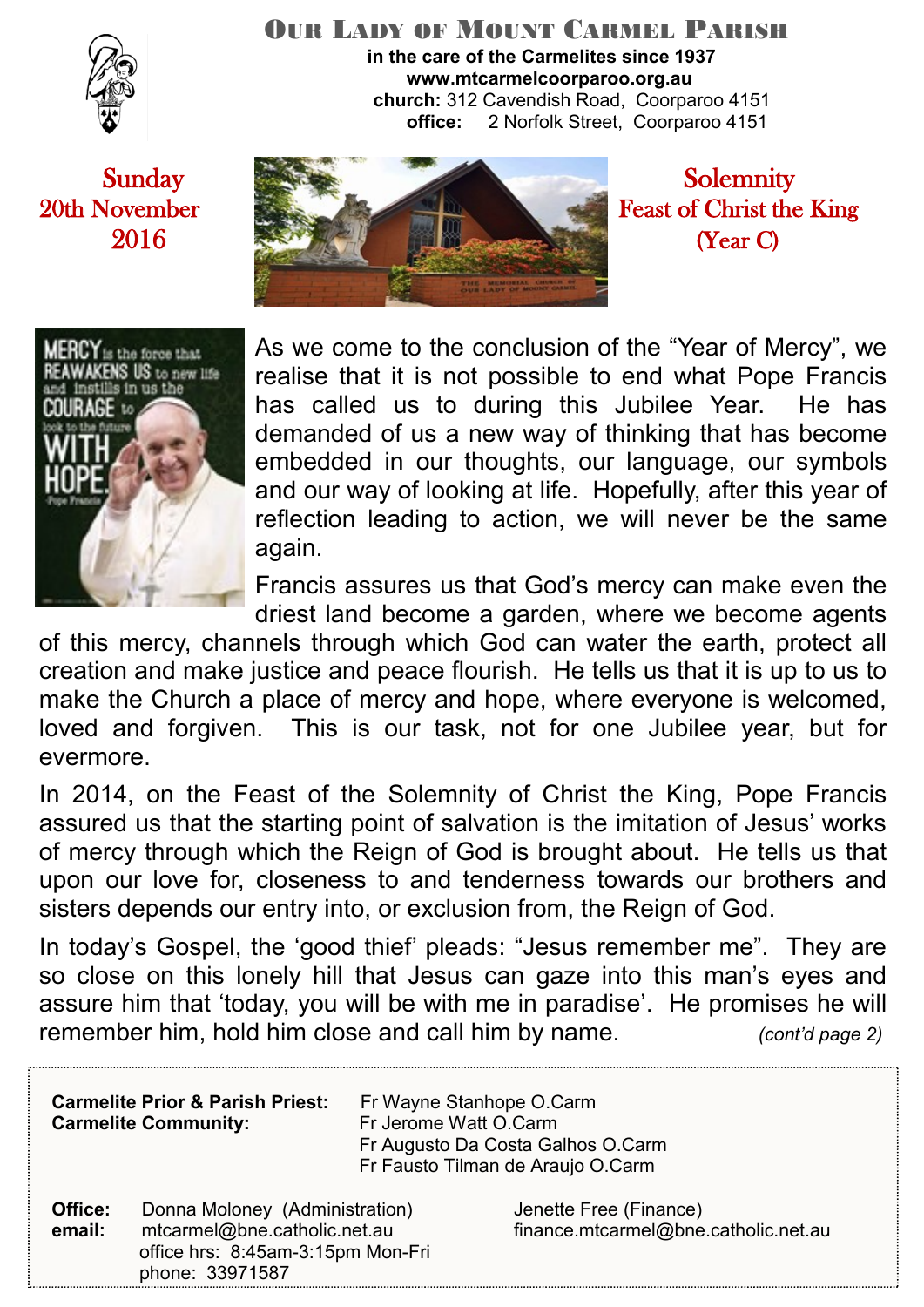# OUR LADY OF MOUNT CARMEL PARISH

**in the care of the Carmelites since 1937**
**www.mtcarmelcoorparoo.org.au**
**church:** 312 Cavendish Road, Coorparoo 4151
**office:** 2 Norfolk Street, Coorparoo 4151

## Sunday 20th November 2016

## Solemnity Feast of Christ the King (Year C)

As we come to the conclusion of the "Year of Mercy", we realise that it is not possible to end what Pope Francis has called us to during this Jubilee Year. He has demanded of us a new way of thinking that has become embedded in our thoughts, our language, our symbols and our way of looking at life. Hopefully, after this year of reflection leading to action, we will never be the same again.

Francis assures us that God's mercy can make even the driest land become a garden, where we become agents of this mercy, channels through which God can water the earth, protect all creation and make justice and peace flourish. He tells us that it is up to us to make the Church a place of mercy and hope, where everyone is welcomed, loved and forgiven. This is our task, not for one Jubilee year, but for evermore.

In 2014, on the Feast of the Solemnity of Christ the King, Pope Francis assured us that the starting point of salvation is the imitation of Jesus' works of mercy through which the Reign of God is brought about. He tells us that upon our love for, closeness to and tenderness towards our brothers and sisters depends our entry into, or exclusion from, the Reign of God.

In today's Gospel, the 'good thief' pleads: "Jesus remember me". They are so close on this lonely hill that Jesus can gaze into this man's eyes and assure him that 'today, you will be with me in paradise'. He promises he will remember him, hold him close and call him by name. *(cont'd page 2)*

---

**Carmelite Prior & Parish Priest:** Fr Wayne Stanhope O.Carm
**Carmelite Community:** Fr Jerome Watt O.Carm
Fr Augusto Da Costa Galhos O.Carm
Fr Fausto Tilman de Araujo O.Carm

**Office:** Donna Moloney (Administration) — Jenette Free (Finance)
**email:** mtcarmel@bne.catholic.net.au — finance.mtcarmel@bne.catholic.net.au
office hrs: 8:45am-3:15pm Mon-Fri
phone: 33971587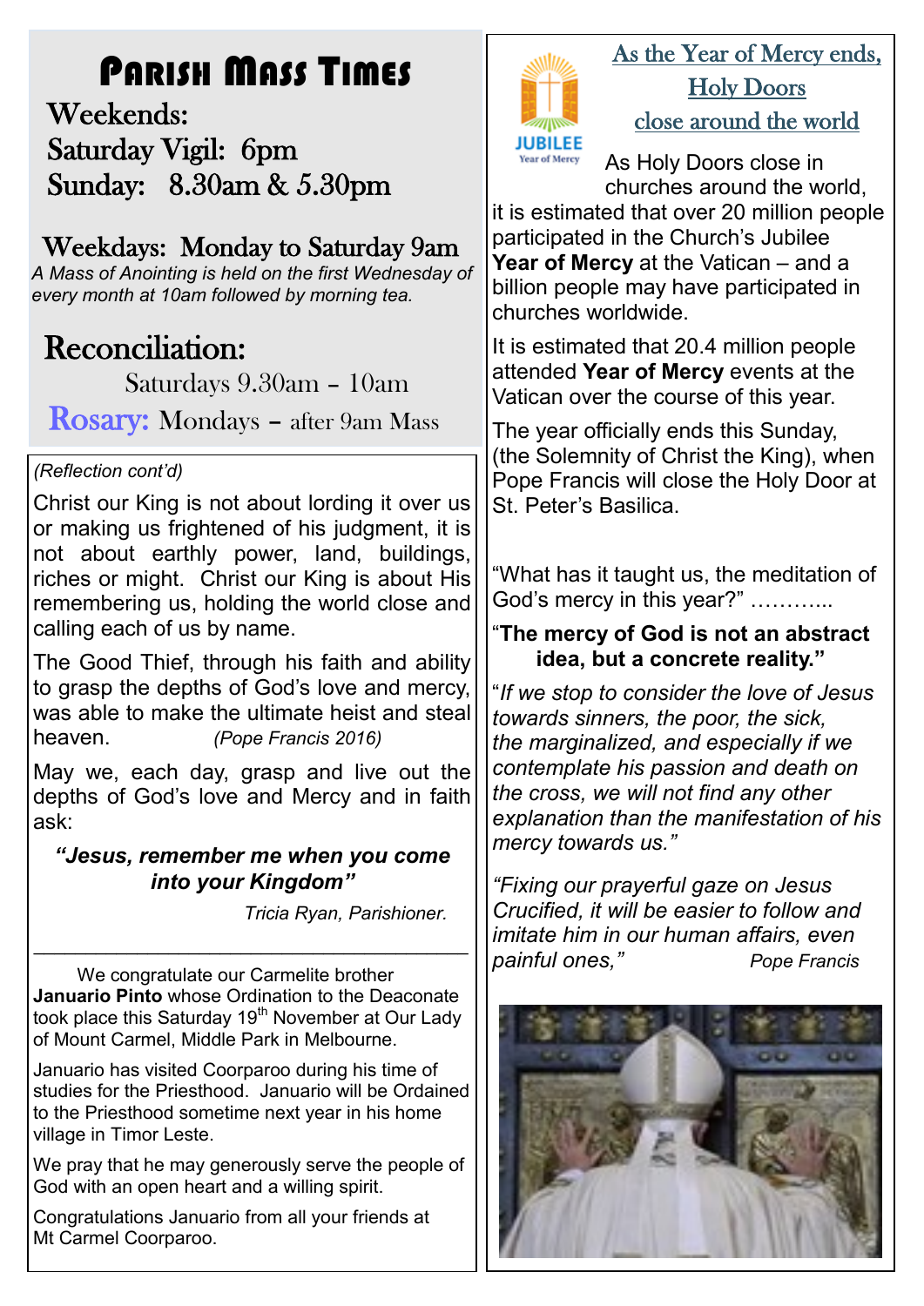# Parish Mass Times

**Weekends:**
**Saturday Vigil: 6pm**
**Sunday: 8.30am & 5.30pm**

**Weekdays: Monday to Saturday 9am**

*A Mass of Anointing is held on the first Wednesday of every month at 10am followed by morning tea.*

## Reconciliation:

Saturdays 9.30am – 10am

**Rosary:** Mondays – after 9am Mass

*(Reflection cont'd)*

Christ our King is not about lording it over us or making us frightened of his judgment, it is not about earthly power, land, buildings, riches or might. Christ our King is about His remembering us, holding the world close and calling each of us by name.

The Good Thief, through his faith and ability to grasp the depths of God's love and mercy, was able to make the ultimate heist and steal heaven. *(Pope Francis 2016)*

May we, each day, grasp and live out the depths of God's love and Mercy and in faith ask:

***"Jesus, remember me when you come into your Kingdom"***

*Tricia Ryan, Parishioner.*

---

We congratulate our Carmelite brother **Januario Pinto** whose Ordination to the Deaconate took place this Saturday 19th November at Our Lady of Mount Carmel, Middle Park in Melbourne.

Januario has visited Coorparoo during his time of studies for the Priesthood. Januario will be Ordained to the Priesthood sometime next year in his home village in Timor Leste.

We pray that he may generously serve the people of God with an open heart and a willing spirit.

Congratulations Januario from all your friends at Mt Carmel Coorparoo.

## As the Year of Mercy ends, Holy Doors close around the world

As Holy Doors close in churches around the world, it is estimated that over 20 million people participated in the Church's Jubilee **Year of Mercy** at the Vatican – and a billion people may have participated in churches worldwide.

It is estimated that 20.4 million people attended **Year of Mercy** events at the Vatican over the course of this year.

The year officially ends this Sunday, (the Solemnity of Christ the King), when Pope Francis will close the Holy Door at St. Peter's Basilica.

"What has it taught us, the meditation of God's mercy in this year?" ………..

**"The mercy of God is not an abstract idea, but a concrete reality."**

"*If we stop to consider the love of Jesus towards sinners, the poor, the sick, the marginalized, and especially if we contemplate his passion and death on the cross, we will not find any other explanation than the manifestation of his mercy towards us."*

*"Fixing our prayerful gaze on Jesus Crucified, it will be easier to follow and imitate him in our human affairs, even painful ones,"* *Pope Francis*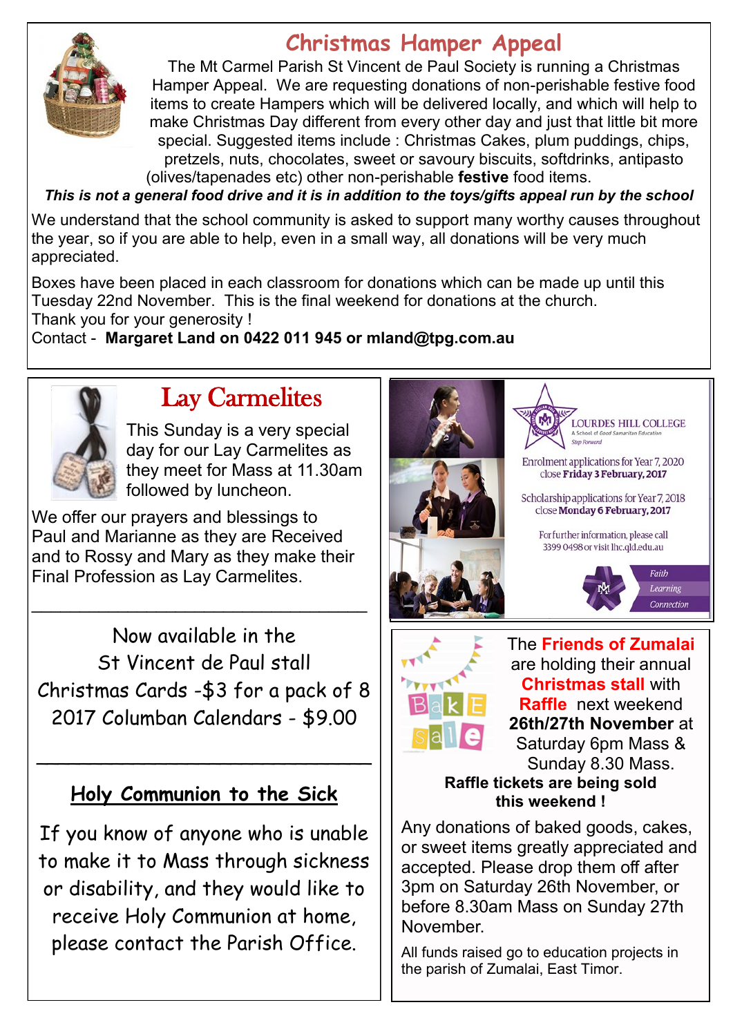## Christmas Hamper Appeal

The Mt Carmel Parish St Vincent de Paul Society is running a Christmas Hamper Appeal. We are requesting donations of non-perishable festive food items to create Hampers which will be delivered locally, and which will help to make Christmas Day different from every other day and just that little bit more special. Suggested items include : Christmas Cakes, plum puddings, chips, pretzels, nuts, chocolates, sweet or savoury biscuits, softdrinks, antipasto (olives/tapenades etc) other non-perishable **festive** food items.

***This is not a general food drive and it is in addition to the toys/gifts appeal run by the school***

We understand that the school community is asked to support many worthy causes throughout the year, so if you are able to help, even in a small way, all donations will be very much appreciated.

Boxes have been placed in each classroom for donations which can be made up until this Tuesday 22nd November. This is the final weekend for donations at the church.
Thank you for your generosity !
Contact - **Margaret Land on 0422 011 945 or mland@tpg.com.au**

## Lay Carmelites

This Sunday is a very special day for our Lay Carmelites as they meet for Mass at 11.30am followed by luncheon.

We offer our prayers and blessings to Paul and Marianne as they are Received and to Rossy and Mary as they make their Final Profession as Lay Carmelites.

---

Now available in the St Vincent de Paul stall
Christmas Cards -$3 for a pack of 8
2017 Columban Calendars - $9.00

---

## Holy Communion to the Sick

If you know of anyone who is unable to make it to Mass through sickness or disability, and they would like to receive Holy Communion at home, please contact the Parish Office.

LOURDES HILL COLLEGE
A School of Good Samaritan Education
Step Forward

Enrolment applications for Year 7, 2020 close **Friday 3 February, 2017**

Scholarship applications for Year 7, 2018 close **Monday 6 February, 2017**

For further information, please call 3399 0498 or visit lhc.qld.edu.au

Faith
Learning
Connection

The **Friends of Zumalai** are holding their annual **Christmas stall** with **Raffle** next weekend **26th/27th November** at Saturday 6pm Mass & Sunday 8.30 Mass.

**Raffle tickets are being sold this weekend !**

Any donations of baked goods, cakes, or sweet items greatly appreciated and accepted. Please drop them off after 3pm on Saturday 26th November, or before 8.30am Mass on Sunday 27th November.

All funds raised go to education projects in the parish of Zumalai, East Timor.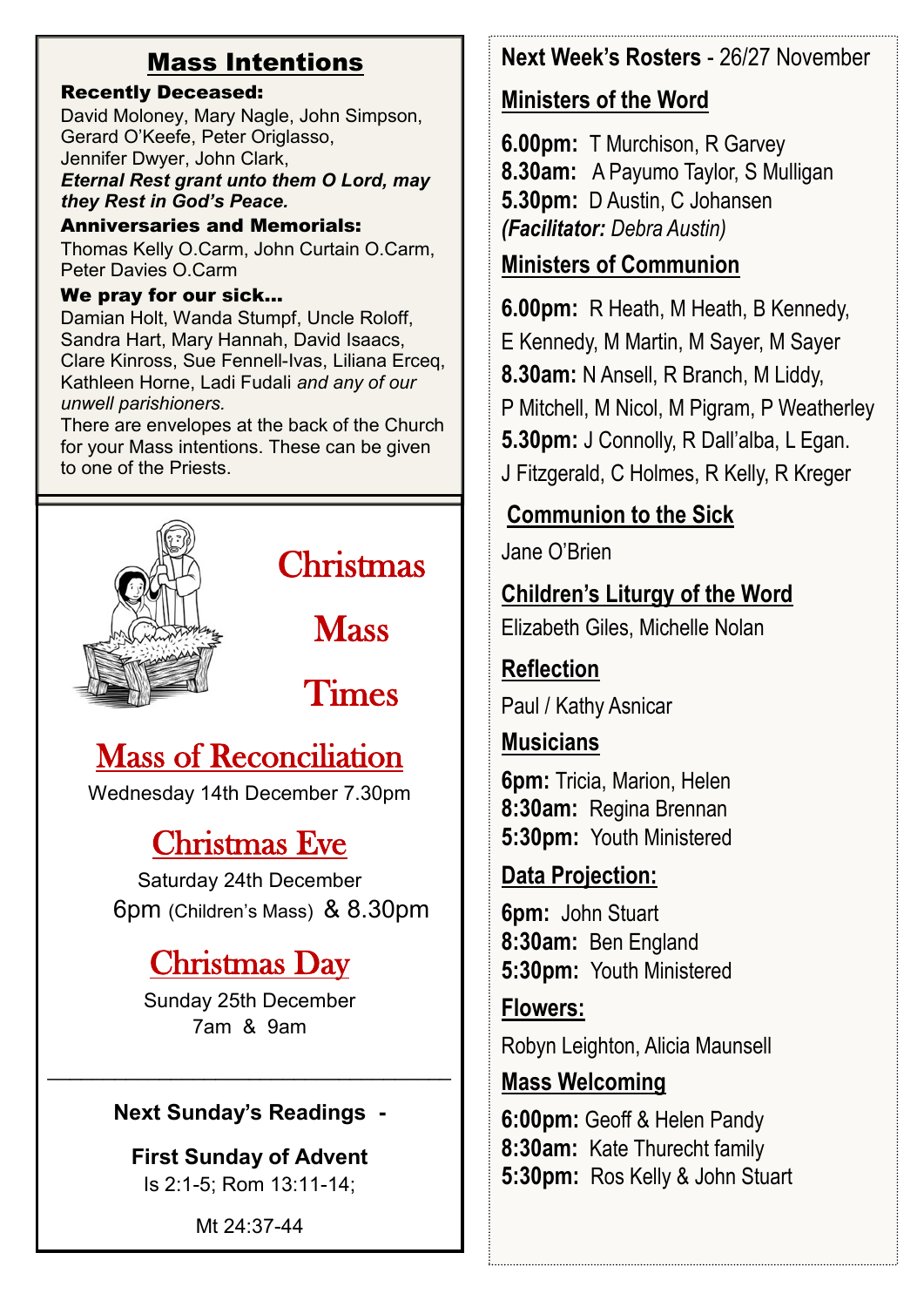## Mass Intentions

**Recently Deceased:**

David Moloney, Mary Nagle, John Simpson, Gerard O'Keefe, Peter Origlasso, Jennifer Dwyer, John Clark,

***Eternal Rest grant unto them O Lord, may they Rest in God's Peace.***

**Anniversaries and Memorials:**

Thomas Kelly O.Carm, John Curtain O.Carm, Peter Davies O.Carm

**We pray for our sick…**

Damian Holt, Wanda Stumpf, Uncle Roloff, Sandra Hart, Mary Hannah, David Isaacs, Clare Kinross, Sue Fennell-Ivas, Liliana Erceq, Kathleen Horne, Ladi Fudali *and any of our unwell parishioners.*

There are envelopes at the back of the Church for your Mass intentions. These can be given to one of the Priests.

## Christmas Mass Times

### Mass of Reconciliation

Wednesday 14th December 7.30pm

### Christmas Eve

Saturday 24th December

6pm (Children's Mass) & 8.30pm

### Christmas Day

Sunday 25th December

7am & 9am

---

**Next Sunday's Readings -**

**First Sunday of Advent**

Is 2:1-5; Rom 13:11-14;

Mt 24:37-44

## Next Week's Rosters - 26/27 November

### Ministers of the Word

**6.00pm:** T Murchison, R Garvey
**8.30am:** A Payumo Taylor, S Mulligan
**5.30pm:** D Austin, C Johansen
***(Facilitator:*** *Debra Austin)*

### Ministers of Communion

**6.00pm:** R Heath, M Heath, B Kennedy, E Kennedy, M Martin, M Sayer, M Sayer
**8.30am:** N Ansell, R Branch, M Liddy, P Mitchell, M Nicol, M Pigram, P Weatherley
**5.30pm:** J Connolly, R Dall'alba, L Egan. J Fitzgerald, C Holmes, R Kelly, R Kreger

### Communion to the Sick

Jane O'Brien

### Children's Liturgy of the Word

Elizabeth Giles, Michelle Nolan

### Reflection

Paul / Kathy Asnicar

### Musicians

**6pm:** Tricia, Marion, Helen
**8:30am:** Regina Brennan
**5:30pm:** Youth Ministered

### Data Projection:

**6pm:** John Stuart
**8:30am:** Ben England
**5:30pm:** Youth Ministered

### Flowers:

Robyn Leighton, Alicia Maunsell

### Mass Welcoming

**6:00pm:** Geoff & Helen Pandy
**8:30am:** Kate Thurecht family
**5:30pm:** Ros Kelly & John Stuart